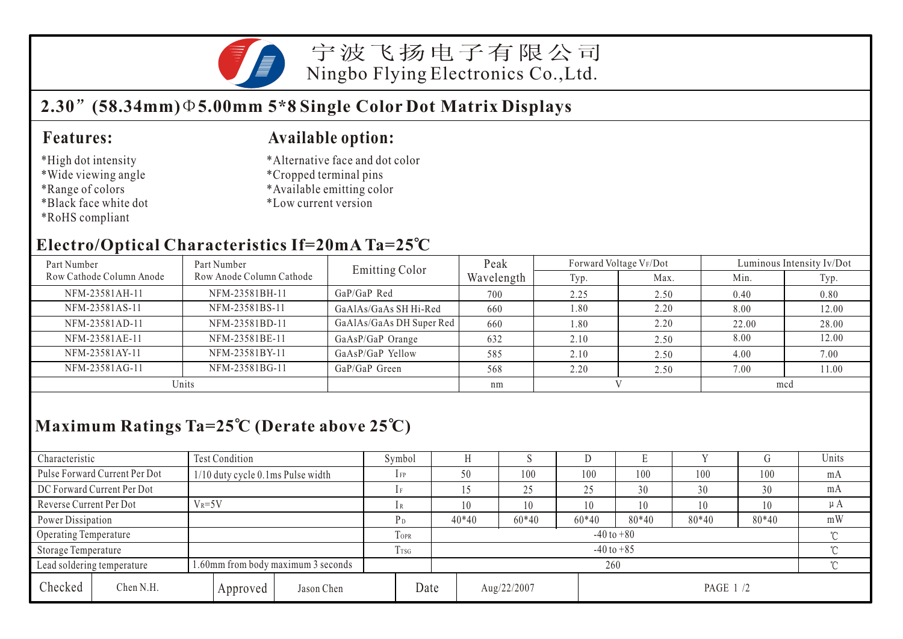宁波飞扬电子有限公司
Ningbo Flying Electronics Co.,Ltd.

## 2.30”(58.34mm)Φ5.00mm 5*8 Single Color Dot Matrix Displays

### Features:

*High dot intensity
*Wide viewing angle
*Range of colors
*Black face white dot
*RoHS compliant

### Available option:

*Alternative face and dot color
*Cropped terminal pins
*Available emitting color
*Low current version

### Electro/Optical Characteristics If=20mA Ta=25℃

| Part Number Row Cathode Column Anode | Part Number Row Anode Column Cathode | Emitting Color | Peak Wavelength | Forward Voltage $V_F$/Dot | | Luminous Intensity Iv/Dot | |
|---|---|---|---|---|---|---|---|
| | | | | Typ. | Max. | Min. | Typ. |
| NFM-23581AH-11 | NFM-23581BH-11 | GaP/GaP Red | 700 | 2.25 | 2.50 | 0.40 | 0.80 |
| NFM-23581AS-11 | NFM-23581BS-11 | GaAlAs/GaAs SH Hi-Red | 660 | 1.80 | 2.20 | 8.00 | 12.00 |
| NFM-23581AD-11 | NFM-23581BD-11 | GaAlAs/GaAs DH Super Red | 660 | 1.80 | 2.20 | 22.00 | 28.00 |
| NFM-23581AE-11 | NFM-23581BE-11 | GaAsP/GaP Orange | 632 | 2.10 | 2.50 | 8.00 | 12.00 |
| NFM-23581AY-11 | NFM-23581BY-11 | GaAsP/GaP Yellow | 585 | 2.10 | 2.50 | 4.00 | 7.00 |
| NFM-23581AG-11 | NFM-23581BG-11 | GaP/GaP Green | 568 | 2.20 | 2.50 | 7.00 | 11.00 |
| Units | | | nm | V | | mcd | |

### Maximum Ratings Ta=25℃ (Derate above 25℃)

| Characteristic | Test Condition | Symbol | H | S | D | E | Y | G | Units |
|---|---|---|---|---|---|---|---|---|---|
| Pulse Forward Current Per Dot | 1/10 duty cycle 0.1ms Pulse width | $I_{FP}$ | 50 | 100 | 100 | 100 | 100 | 100 | mA |
| DC Forward Current Per Dot | | $I_F$ | 15 | 25 | 25 | 30 | 30 | 30 | mA |
| Reverse Current Per Dot | $V_R$=5V | $I_R$ | 10 | 10 | 10 | 10 | 10 | 10 | μA |
| Power Dissipation | | $P_D$ | 40*40 | 60*40 | 60*40 | 80*40 | 80*40 | 80*40 | mW |
| Operating Temperature | | $T_{OPR}$ | -40 to +80 | | | | | | ℃ |
| Storage Temperature | | $T_{TSG}$ | -40 to +85 | | | | | | ℃ |
| Lead soldering temperature | 1.60mm from body maximum 3 seconds | | 260 | | | | | | ℃ |

| Checked | Chen N.H. | Approved | Jason Chen | Date | Aug/22/2007 |
|---|---|---|---|---|---|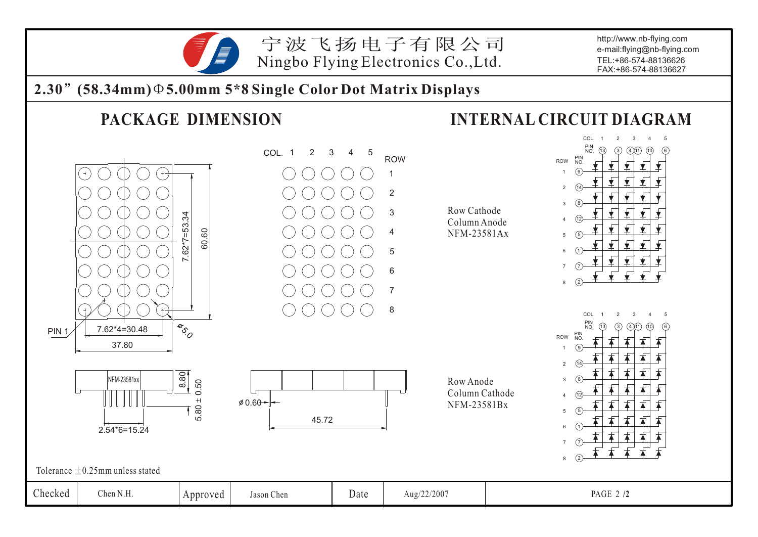宁波飞扬电子有限公司
Ningbo Flying Electronics Co.,Ltd.

http://www.nb-flying.com
e-mail:flying@nb-flying.com
TEL:+86-574-88136626
FAX:+86-574-88136627

## 2.30”(58.34mm)Φ5.00mm 5*8 Single Color Dot Matrix Displays

### PACKAGE DIMENSION

COL. 1 2 3 4 5
ROW 1 2 3 4 5 6 7 8

7.62*7=53.34
60.60
PIN 1
7.62*4=30.48
37.80
ø5.0
NFM-23581xx
8.80
5.80 ± 0.50
2.54*6=15.24
ø0.60
45.72

Tolerance ±0.25mm unless stated

### INTERNAL CIRCUIT DIAGRAM

Row Cathode
Column Anode
NFM-23581Ax

Row Anode
Column Cathode
NFM-23581Bx

| COL. | 1 | 2 | 3 | 4 | 5 |
|---|---|---|---|---|---|
| PIN NO. | 13 | 3 | 4 (11) | 10 | 6 |

| ROW | PIN NO. |
|---|---|
| 1 | 9 |
| 2 | 14 |
| 3 | 8 |
| 4 | 12 |
| 5 | 5 |
| 6 | 1 |
| 7 | 7 |
| 8 | 2 |

| Checked | Chen N.H. | Approved | Jason Chen | Date | Aug/22/2007 | PAGE 2 /2 |
|---|---|---|---|---|---|---|